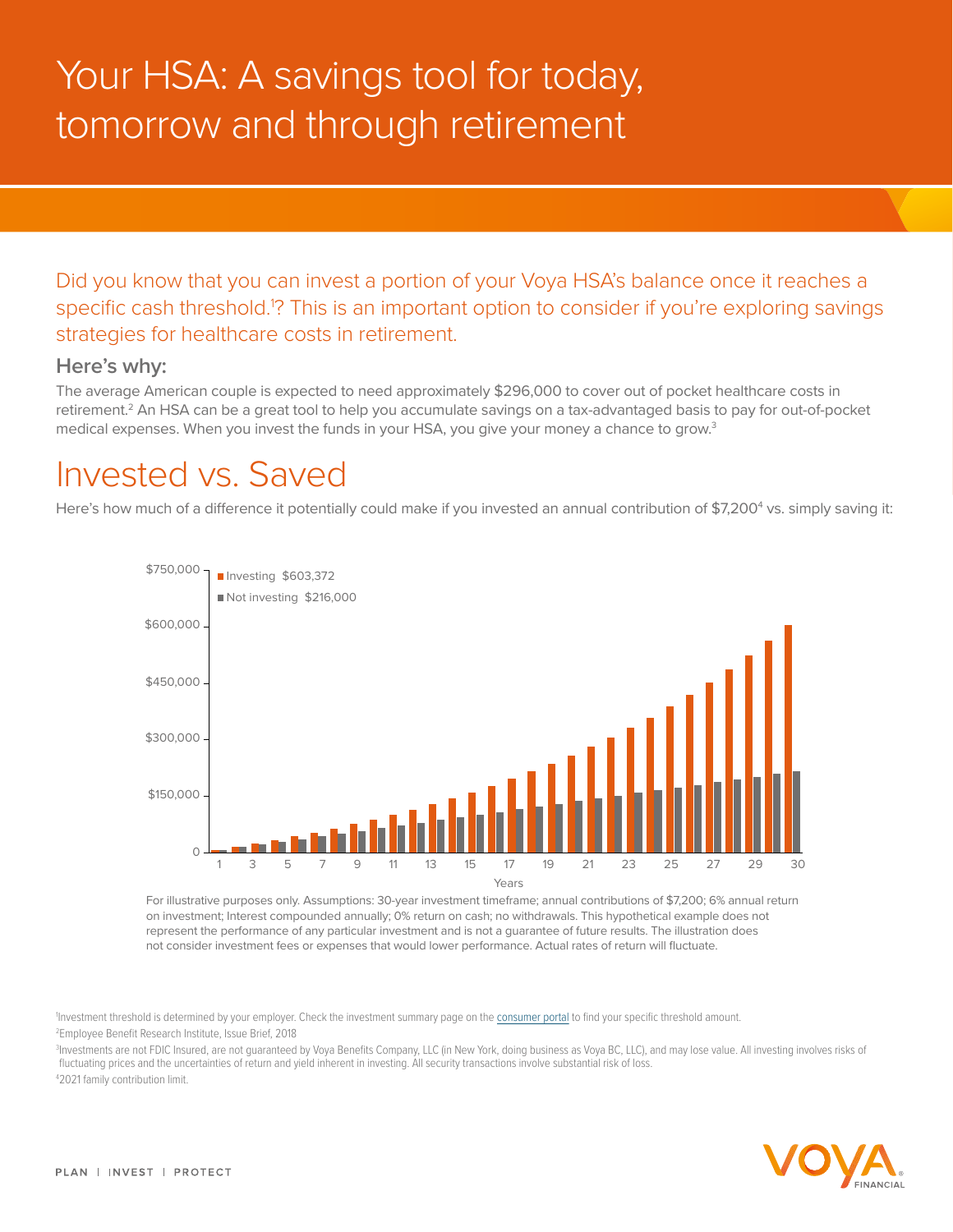# Your HSA: A savings tool for today, tomorrow and through retirement

Did you know that you can invest a portion of your Voya HSA's balance once it reaches a specific cash threshold.[1]? This is an important option to consider if you're exploring savings strategies for healthcare costs in retirement.

### Here's why:

The average American couple is expected to need approximately $296,000 to cover out of pocket healthcare costs in retirement.[2] An HSA can be a great tool to help you accumulate savings on a tax-advantaged basis to pay for out-of-pocket medical expenses. When you invest the funds in your HSA, you give your money a chance to grow.[3]

## Invested vs. Saved

Here's how much of a difference it potentially could make if you invested an annual contribution of $7,200[4] vs. simply saving it:

- Investing $603,372
- Not investing $216,000

For illustrative purposes only. Assumptions: 30-year investment timeframe; annual contributions of $7,200; 6% annual return on investment; Interest compounded annually; 0% return on cash; no withdrawals. This hypothetical example does not represent the performance of any particular investment and is not a guarantee of future results. The illustration does not consider investment fees or expenses that would lower performance. Actual rates of return will fluctuate.

[1]Investment threshold is determined by your employer. Check the investment summary page on the consumer portal to find your specific threshold amount.

[2]Employee Benefit Research Institute, Issue Brief, 2018

[3]Investments are not FDIC Insured, are not guaranteed by Voya Benefits Company, LLC (in New York, doing business as Voya BC, LLC), and may lose value. All investing involves risks of fluctuating prices and the uncertainties of return and yield inherent in investing. All security transactions involve substantial risk of loss.

[4]2021 family contribution limit.

PLAN | INVEST | PROTECT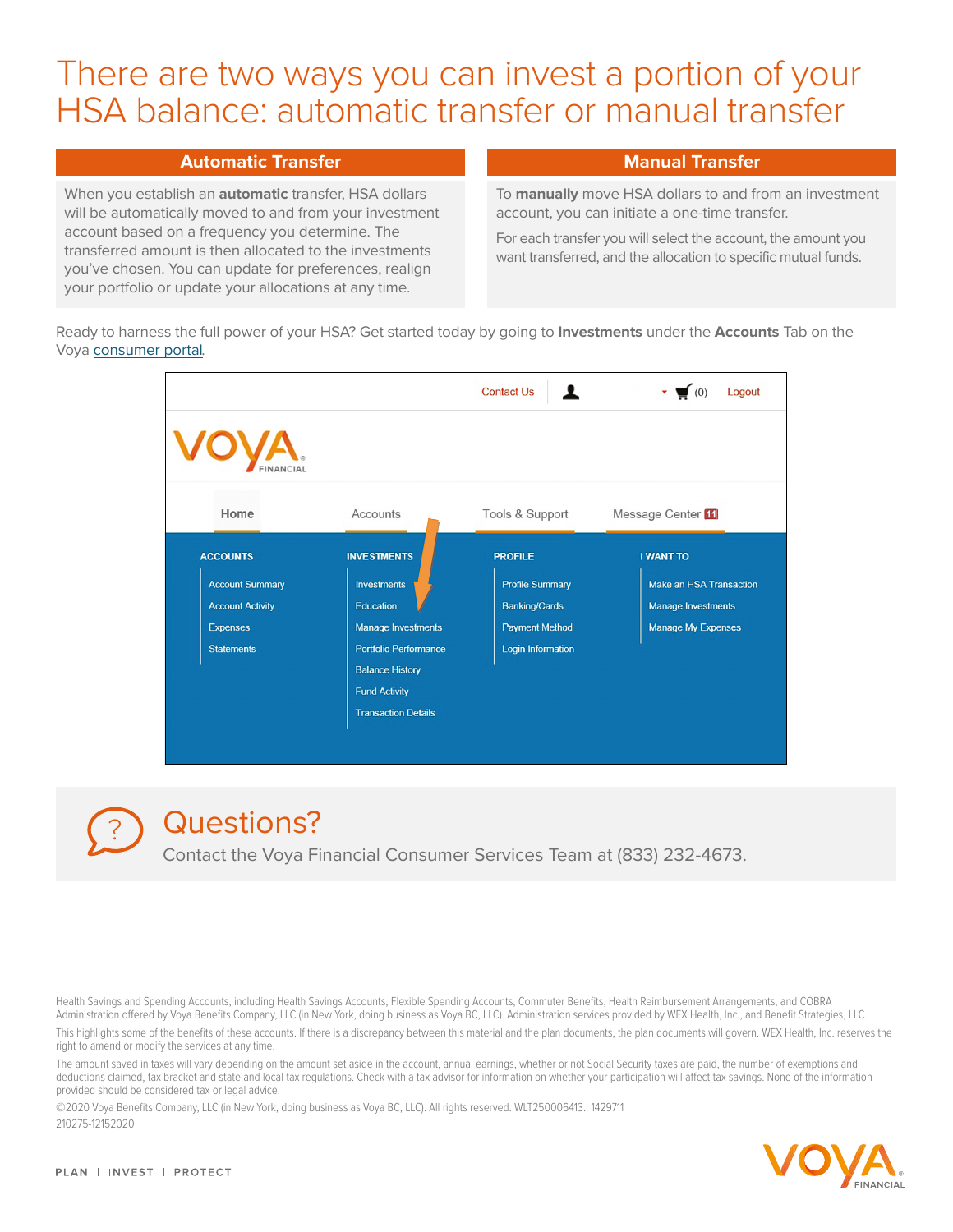# There are two ways you can invest a portion of your HSA balance: automatic transfer or manual transfer

## Automatic Transfer

When you establish an **automatic** transfer, HSA dollars will be automatically moved to and from your investment account based on a frequency you determine. The transferred amount is then allocated to the investments you've chosen. You can update for preferences, realign your portfolio or update your allocations at any time.

## Manual Transfer

To **manually** move HSA dollars to and from an investment account, you can initiate a one-time transfer.

For each transfer you will select the account, the amount you want transferred, and the allocation to specific mutual funds.

Ready to harness the full power of your HSA? Get started today by going to **Investments** under the **Accounts** Tab on the Voya consumer portal.

Contact Us | (0) | Logout

VOYA FINANCIAL

Home | Accounts | Tools & Support | Message Center 11

**ACCOUNTS**
- Account Summary
- Account Activity
- Expenses
- Statements

**INVESTMENTS**
- Investments
- Education
- Manage Investments
- Portfolio Performance
- Balance History
- Fund Activity
- Transaction Details

**PROFILE**
- Profile Summary
- Banking/Cards
- Payment Method
- Login Information

**I WANT TO**
- Make an HSA Transaction
- Manage Investments
- Manage My Expenses

## Questions?

Contact the Voya Financial Consumer Services Team at (833) 232-4673.

Health Savings and Spending Accounts, including Health Savings Accounts, Flexible Spending Accounts, Commuter Benefits, Health Reimbursement Arrangements, and COBRA Administration offered by Voya Benefits Company, LLC (in New York, doing business as Voya BC, LLC). Administration services provided by WEX Health, Inc., and Benefit Strategies, LLC.

This highlights some of the benefits of these accounts. If there is a discrepancy between this material and the plan documents, the plan documents will govern. WEX Health, Inc. reserves the right to amend or modify the services at any time.

The amount saved in taxes will vary depending on the amount set aside in the account, annual earnings, whether or not Social Security taxes are paid, the number of exemptions and deductions claimed, tax bracket and state and local tax regulations. Check with a tax advisor for information on whether your participation will affect tax savings. None of the information provided should be considered tax or legal advice.

©2020 Voya Benefits Company, LLC (in New York, doing business as Voya BC, LLC). All rights reserved. WLT250006413. 1429711
210275-12152020

PLAN | INVEST | PROTECT

VOYA FINANCIAL